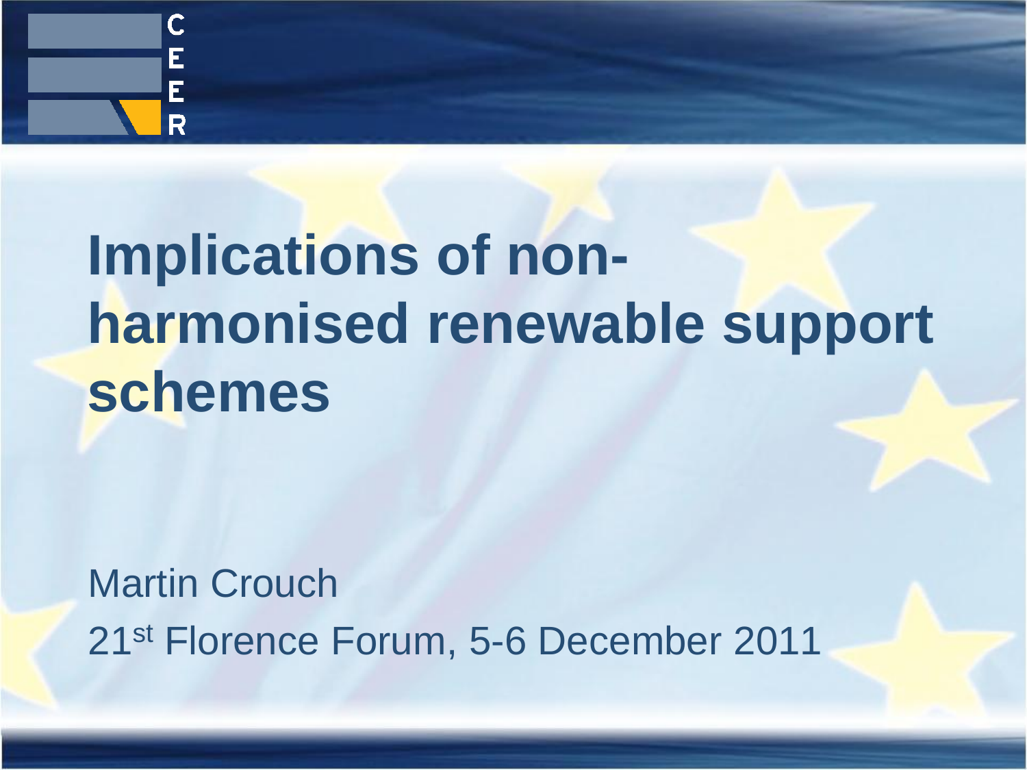CEER

# Implications of non-harmonised renewable support schemes

Martin Crouch

21st Florence Forum, 5-6 December 2011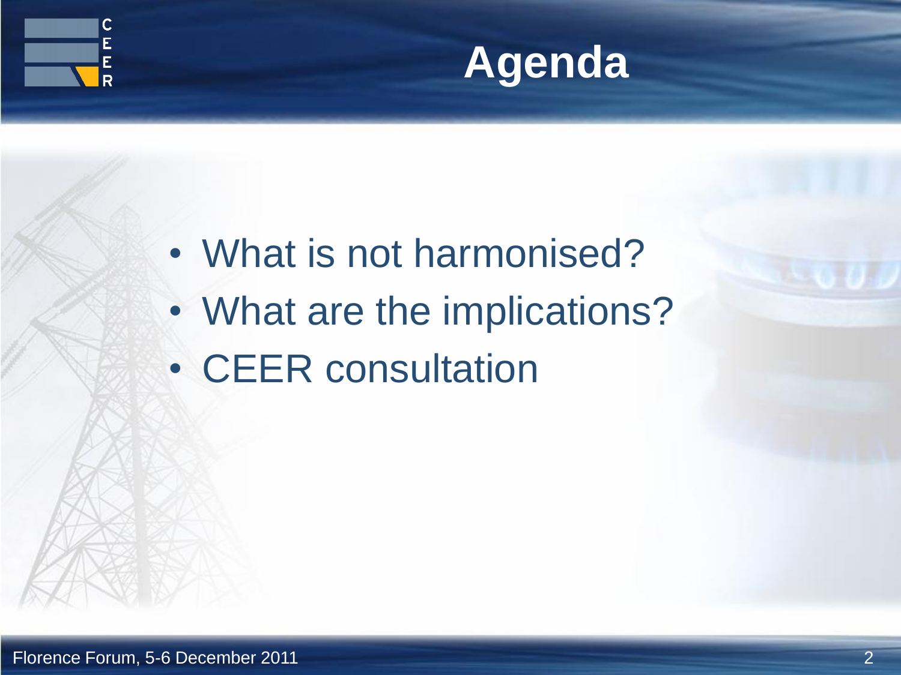# Agenda

- What is not harmonised?
- What are the implications?
- CEER consultation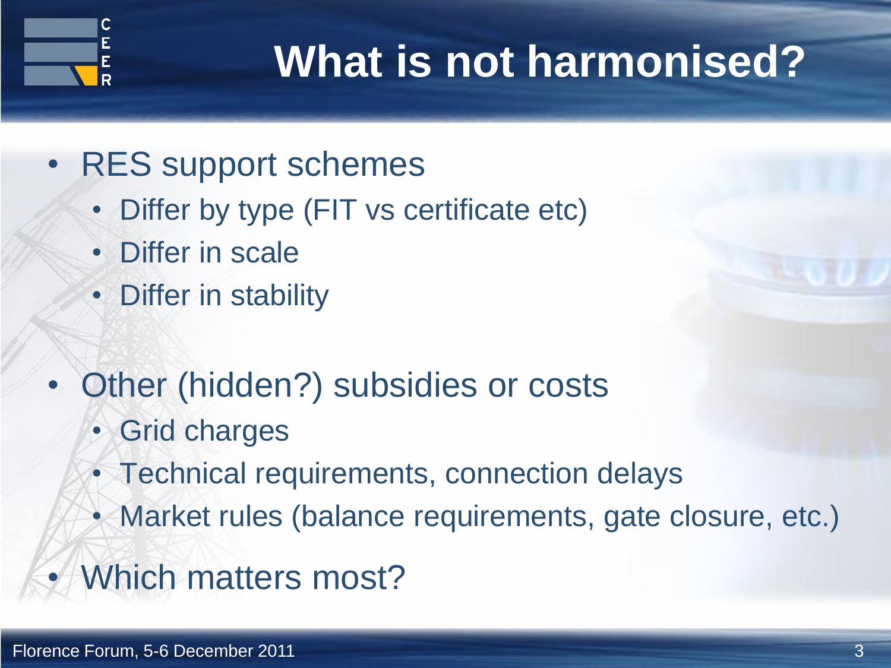# What is not harmonised?

- RES support schemes
  - Differ by type (FIT vs certificate etc)
  - Differ in scale
  - Differ in stability

- Other (hidden?) subsidies or costs
  - Grid charges
  - Technical requirements, connection delays
  - Market rules (balance requirements, gate closure, etc.)
- Which matters most?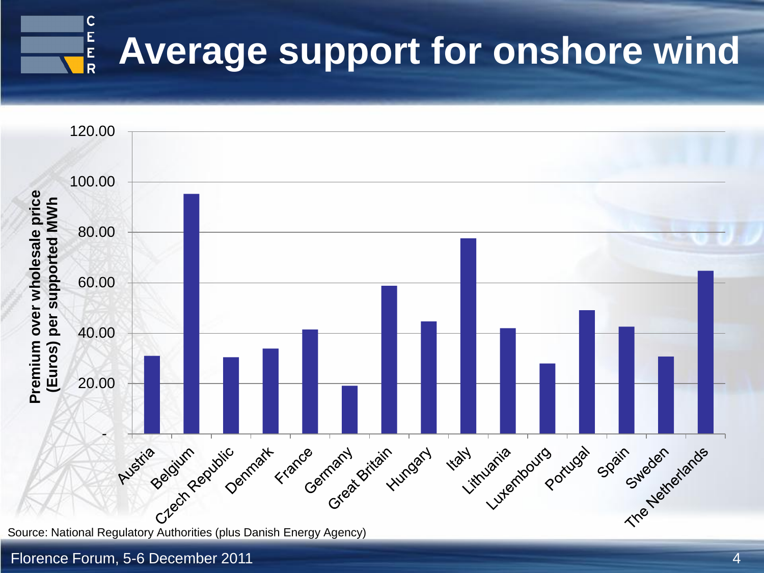# Average support for onshore wind

Premium over wholesale price (Euros) per supported MWh

| Country | Premium (approx.) |
| --- | --- |
| Austria | ~31 |
| Belgium | ~95 |
| Czech Republic | ~30 |
| Denmark | ~34 |
| France | ~41 |
| Germany | ~19 |
| Great Britain | ~59 |
| Hungary | ~45 |
| Italy | ~78 |
| Lithuania | ~42 |
| Luxembourg | ~28 |
| Portugal | ~49 |
| Spain | ~43 |
| Sweden | ~31 |
| The Netherlands | ~65 |

Source: National Regulatory Authorities (plus Danish Energy Agency)

Florence Forum, 5-6 December 2011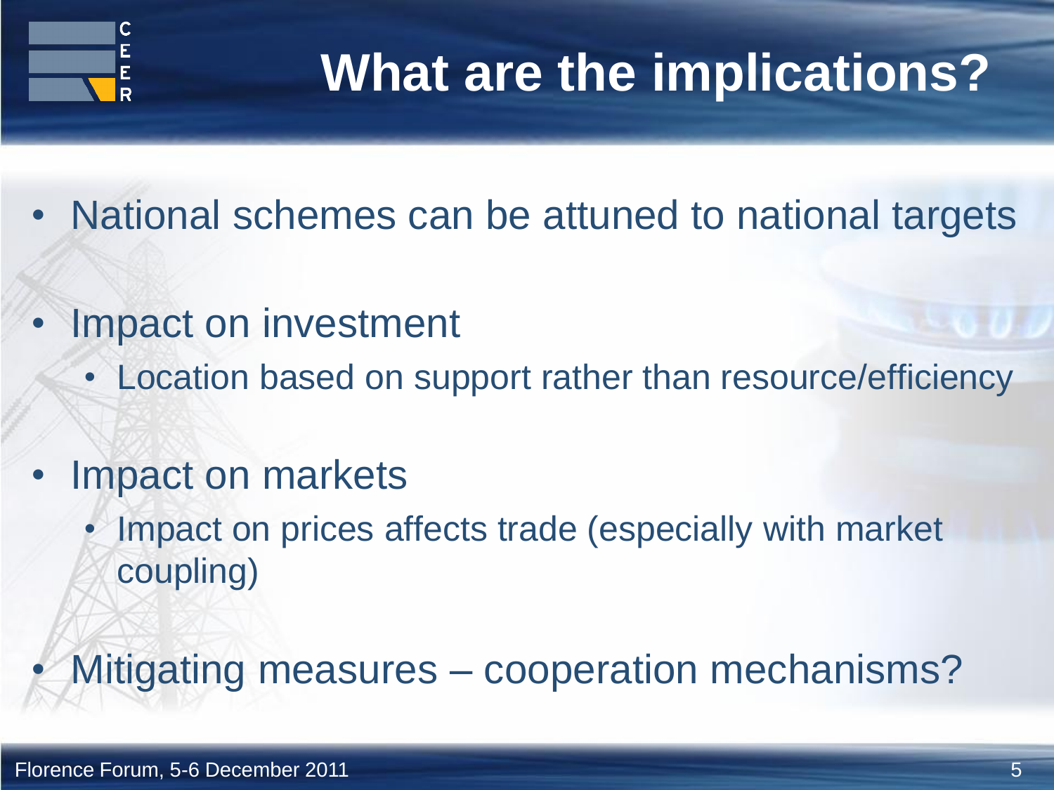# What are the implications?

- National schemes can be attuned to national targets
- Impact on investment
  - Location based on support rather than resource/efficiency
- Impact on markets
  - Impact on prices affects trade (especially with market coupling)
- Mitigating measures – cooperation mechanisms?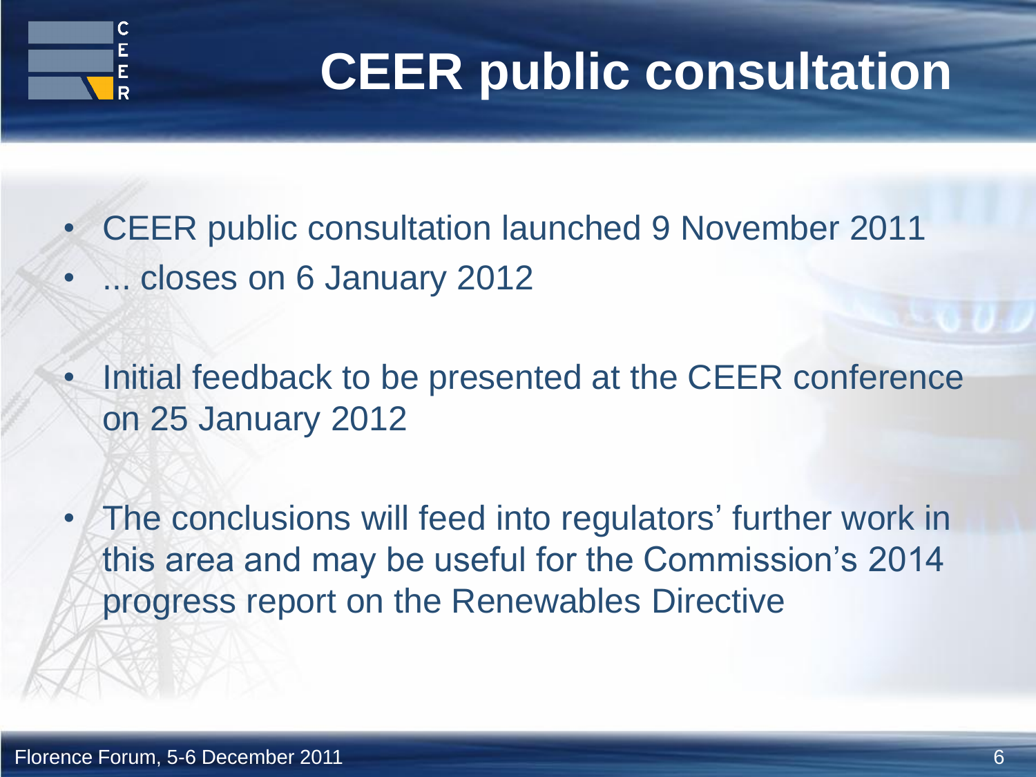# CEER public consultation

- CEER public consultation launched 9 November 2011
- ... closes on 6 January 2012
- Initial feedback to be presented at the CEER conference on 25 January 2012
- The conclusions will feed into regulators' further work in this area and may be useful for the Commission's 2014 progress report on the Renewables Directive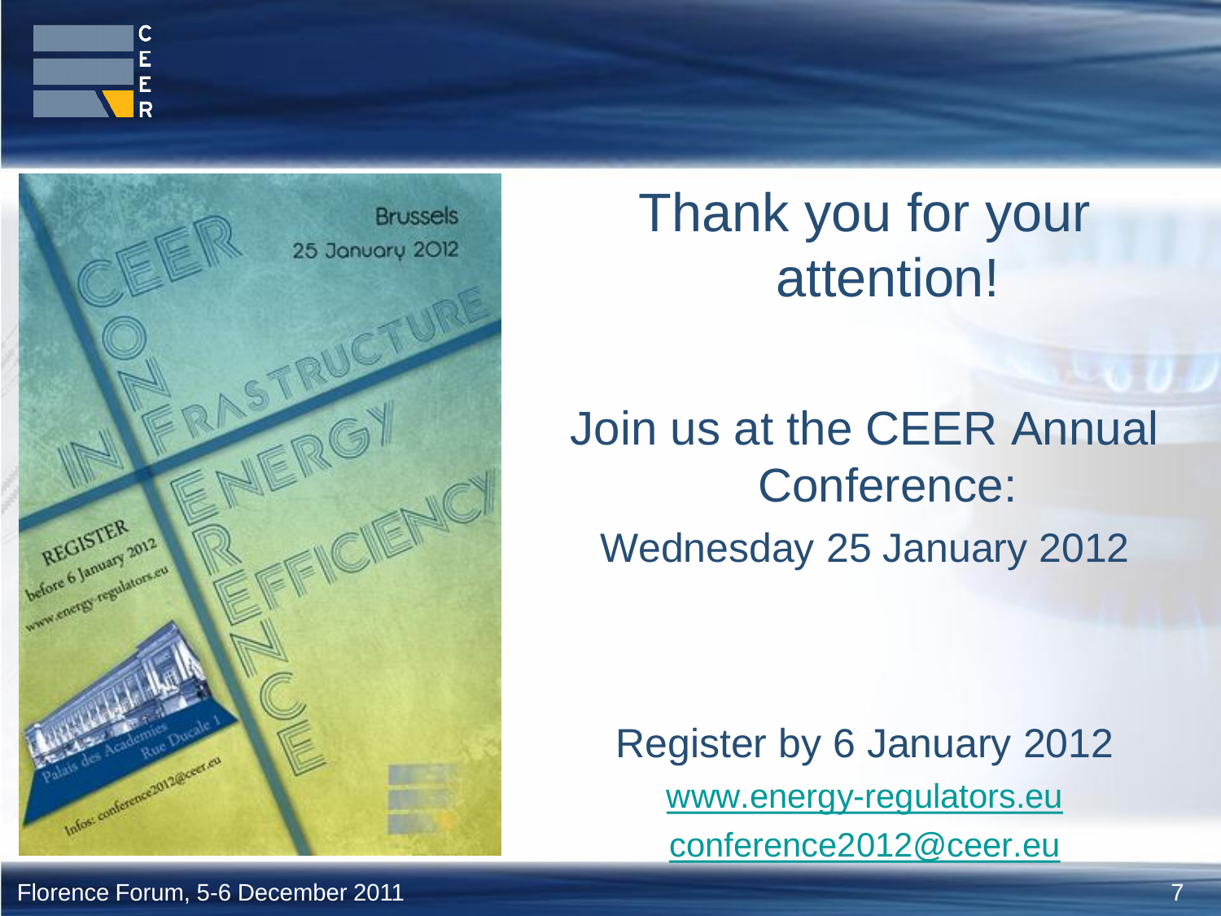# Thank you for your attention!

Join us at the CEER Annual Conference:

Wednesday 25 January 2012

Register by 6 January 2012

www.energy-regulators.eu

conference2012@ceer.eu